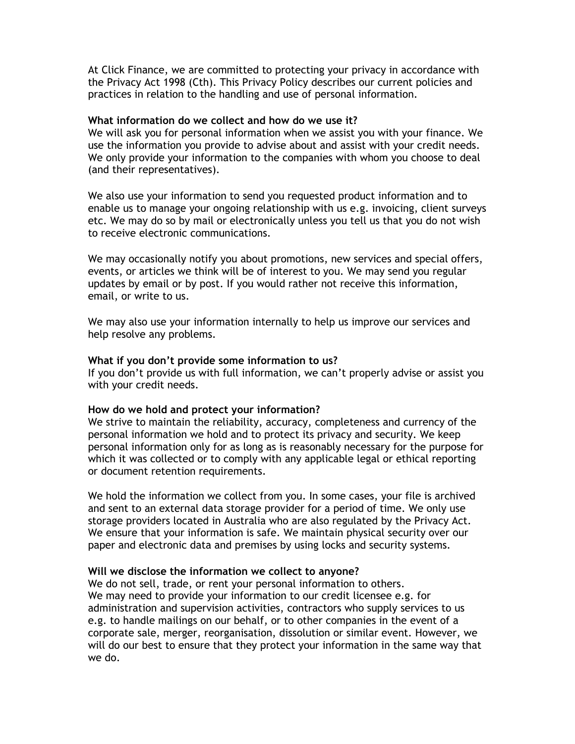At Click Finance, we are committed to protecting your privacy in accordance with the Privacy Act 1998 (Cth). This Privacy Policy describes our current policies and practices in relation to the handling and use of personal information.

**What information do we collect and how do we use it?**

We will ask you for personal information when we assist you with your finance. We use the information you provide to advise about and assist with your credit needs. We only provide your information to the companies with whom you choose to deal (and their representatives).

We also use your information to send you requested product information and to enable us to manage your ongoing relationship with us e.g. invoicing, client surveys etc. We may do so by mail or electronically unless you tell us that you do not wish to receive electronic communications.

We may occasionally notify you about promotions, new services and special offers, events, or articles we think will be of interest to you. We may send you regular updates by email or by post. If you would rather not receive this information, email, or write to us.

We may also use your information internally to help us improve our services and help resolve any problems.

**What if you don't provide some information to us?**

If you don't provide us with full information, we can't properly advise or assist you with your credit needs.

**How do we hold and protect your information?**

We strive to maintain the reliability, accuracy, completeness and currency of the personal information we hold and to protect its privacy and security. We keep personal information only for as long as is reasonably necessary for the purpose for which it was collected or to comply with any applicable legal or ethical reporting or document retention requirements.

We hold the information we collect from you. In some cases, your file is archived and sent to an external data storage provider for a period of time. We only use storage providers located in Australia who are also regulated by the Privacy Act. We ensure that your information is safe. We maintain physical security over our paper and electronic data and premises by using locks and security systems.

**Will we disclose the information we collect to anyone?**

We do not sell, trade, or rent your personal information to others.
We may need to provide your information to our credit licensee e.g. for administration and supervision activities, contractors who supply services to us e.g. to handle mailings on our behalf, or to other companies in the event of a corporate sale, merger, reorganisation, dissolution or similar event. However, we will do our best to ensure that they protect your information in the same way that we do.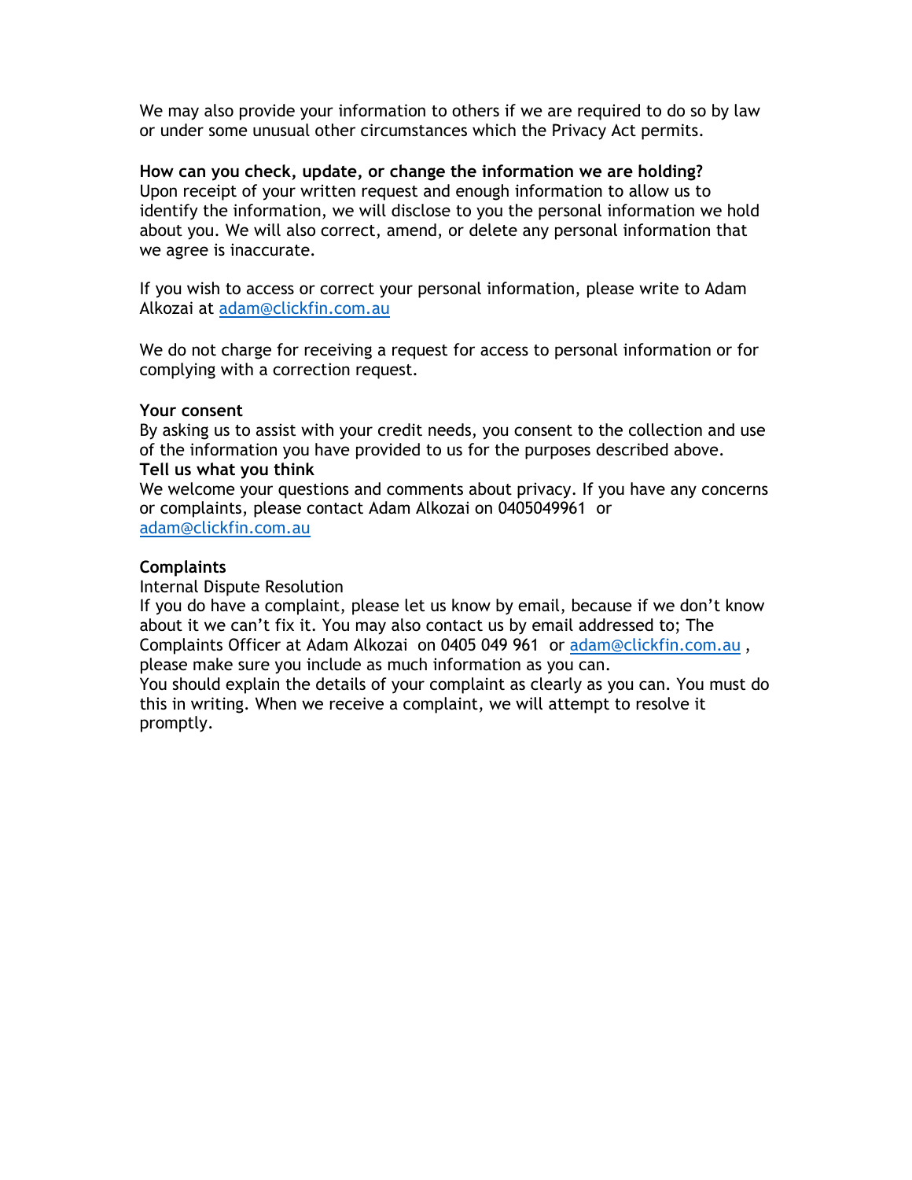We may also provide your information to others if we are required to do so by law or under some unusual other circumstances which the Privacy Act permits.

**How can you check, update, or change the information we are holding?**
Upon receipt of your written request and enough information to allow us to identify the information, we will disclose to you the personal information we hold about you. We will also correct, amend, or delete any personal information that we agree is inaccurate.

If you wish to access or correct your personal information, please write to Adam Alkozai at [adam@clickfin.com.au](mailto:adam@clickfin.com.au)

We do not charge for receiving a request for access to personal information or for complying with a correction request.

**Your consent**
By asking us to assist with your credit needs, you consent to the collection and use of the information you have provided to us for the purposes described above.
**Tell us what you think**
We welcome your questions and comments about privacy. If you have any concerns or complaints, please contact Adam Alkozai on 0405049961 or [adam@clickfin.com.au](mailto:adam@clickfin.com.au)

**Complaints**
Internal Dispute Resolution
If you do have a complaint, please let us know by email, because if we don't know about it we can't fix it. You may also contact us by email addressed to; The Complaints Officer at Adam Alkozai on 0405 049 961 or [adam@clickfin.com.au](mailto:adam@clickfin.com.au) , please make sure you include as much information as you can.
You should explain the details of your complaint as clearly as you can. You must do this in writing. When we receive a complaint, we will attempt to resolve it promptly.